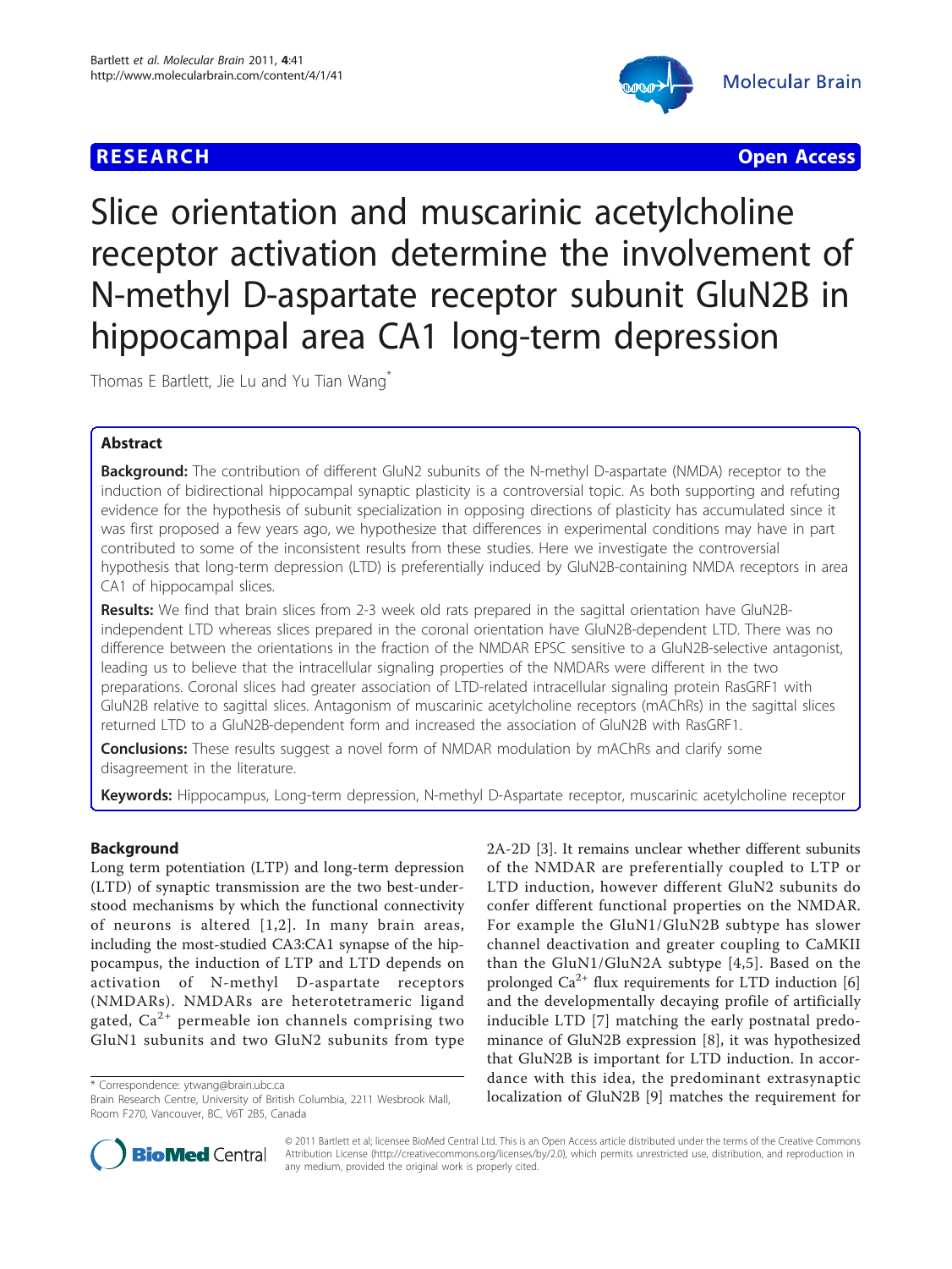RESEARCH Open Access

# Slice orientation and muscarinic acetylcholine receptor activation determine the involvement of N-methyl D-aspartate receptor subunit GluN2B in hippocampal area CA1 long-term depression

Thomas E Bartlett, Jie Lu and Yu Tian Wang*

## Abstract

**Background:** The contribution of different GluN2 subunits of the N-methyl D-aspartate (NMDA) receptor to the induction of bidirectional hippocampal synaptic plasticity is a controversial topic. As both supporting and refuting evidence for the hypothesis of subunit specialization in opposing directions of plasticity has accumulated since it was first proposed a few years ago, we hypothesize that differences in experimental conditions may have in part contributed to some of the inconsistent results from these studies. Here we investigate the controversial hypothesis that long-term depression (LTD) is preferentially induced by GluN2B-containing NMDA receptors in area CA1 of hippocampal slices.

**Results:** We find that brain slices from 2-3 week old rats prepared in the sagittal orientation have GluN2B-independent LTD whereas slices prepared in the coronal orientation have GluN2B-dependent LTD. There was no difference between the orientations in the fraction of the NMDAR EPSC sensitive to a GluN2B-selective antagonist, leading us to believe that the intracellular signaling properties of the NMDARs were different in the two preparations. Coronal slices had greater association of LTD-related intracellular signaling protein RasGRF1 with GluN2B relative to sagittal slices. Antagonism of muscarinic acetylcholine receptors (mAChRs) in the sagittal slices returned LTD to a GluN2B-dependent form and increased the association of GluN2B with RasGRF1.

**Conclusions:** These results suggest a novel form of NMDAR modulation by mAChRs and clarify some disagreement in the literature.

**Keywords:** Hippocampus, Long-term depression, N-methyl D-Aspartate receptor, muscarinic acetylcholine receptor

## Background

Long term potentiation (LTP) and long-term depression (LTD) of synaptic transmission are the two best-understood mechanisms by which the functional connectivity of neurons is altered [1,2]. In many brain areas, including the most-studied CA3:CA1 synapse of the hippocampus, the induction of LTP and LTD depends on activation of N-methyl D-aspartate receptors (NMDARs). NMDARs are heterotetrameric ligand gated, $Ca^{2+}$ permeable ion channels comprising two GluN1 subunits and two GluN2 subunits from type 2A-2D [3]. It remains unclear whether different subunits of the NMDAR are preferentially coupled to LTP or LTD induction, however different GluN2 subunits do confer different functional properties on the NMDAR. For example the GluN1/GluN2B subtype has slower channel deactivation and greater coupling to CaMKII than the GluN1/GluN2A subtype [4,5]. Based on the prolonged $Ca^{2+}$ flux requirements for LTD induction [6] and the developmentally decaying profile of artificially inducible LTD [7] matching the early postnatal predominance of GluN2B expression [8], it was hypothesized that GluN2B is important for LTD induction. In accordance with this idea, the predominant extrasynaptic localization of GluN2B [9] matches the requirement for

\* Correspondence: ytwang@brain.ubc.ca
Brain Research Centre, University of British Columbia, 2211 Wesbrook Mall, Room F270, Vancouver, BC, V6T 2B5, Canada

© 2011 Bartlett et al; licensee BioMed Central Ltd. This is an Open Access article distributed under the terms of the Creative Commons Attribution License (http://creativecommons.org/licenses/by/2.0), which permits unrestricted use, distribution, and reproduction in any medium, provided the original work is properly cited.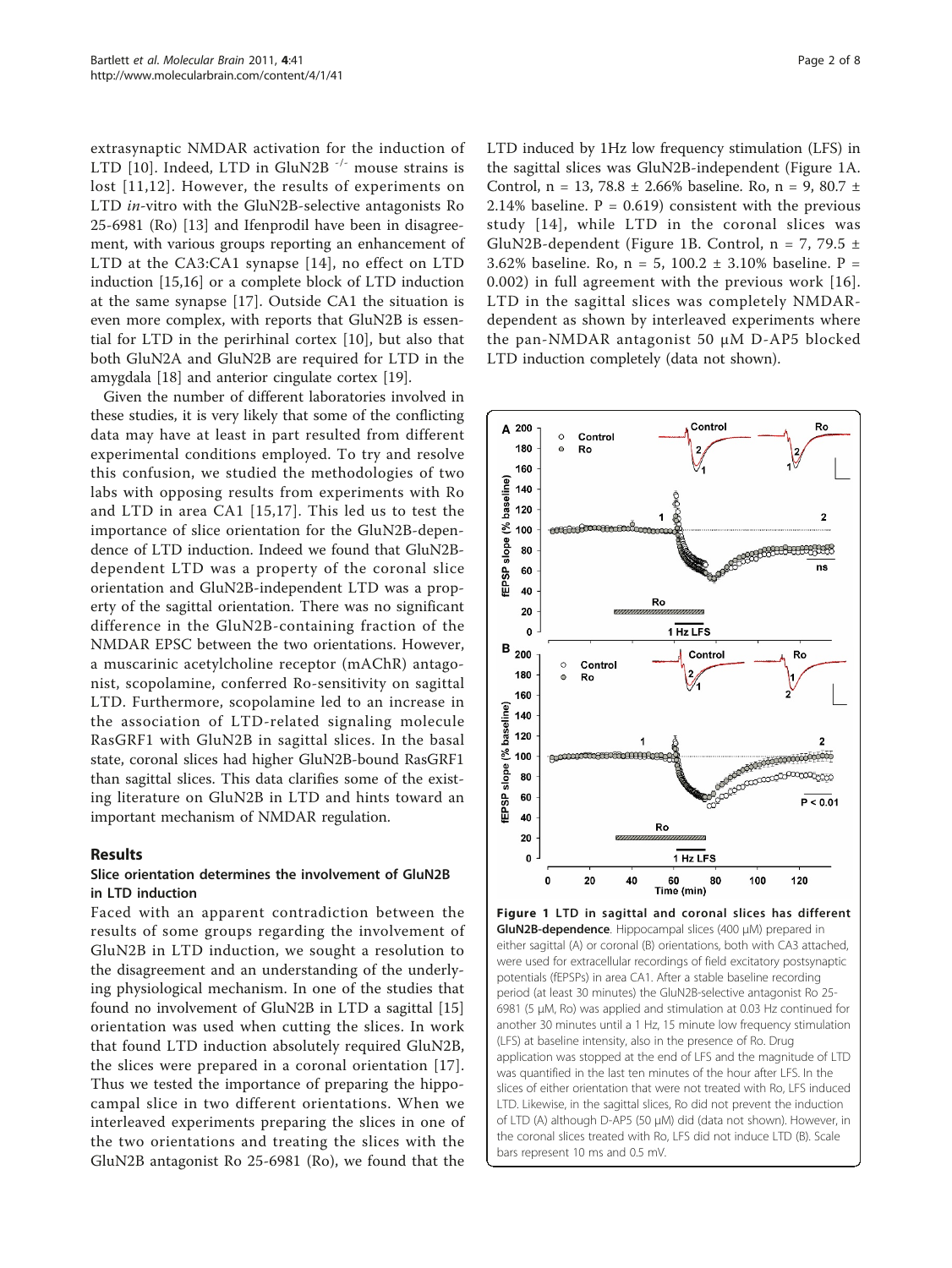extrasynaptic NMDAR activation for the induction of LTD [10]. Indeed, LTD in GluN2B $^{-/-}$ mouse strains is lost [11,12]. However, the results of experiments on LTD *in-vitro* with the GluN2B-selective antagonists Ro 25-6981 (Ro) [13] and Ifenprodil have been in disagreement, with various groups reporting an enhancement of LTD at the CA3:CA1 synapse [14], no effect on LTD induction [15,16] or a complete block of LTD induction at the same synapse [17]. Outside CA1 the situation is even more complex, with reports that GluN2B is essential for LTD in the perirhinal cortex [10], but also that both GluN2A and GluN2B are required for LTD in the amygdala [18] and anterior cingulate cortex [19].

Given the number of different laboratories involved in these studies, it is very likely that some of the conflicting data may have at least in part resulted from different experimental conditions employed. To try and resolve this confusion, we studied the methodologies of two labs with opposing results from experiments with Ro and LTD in area CA1 [15,17]. This led us to test the importance of slice orientation for the GluN2B-dependence of LTD induction. Indeed we found that GluN2B-dependent LTD was a property of the coronal slice orientation and GluN2B-independent LTD was a property of the sagittal orientation. There was no significant difference in the GluN2B-containing fraction of the NMDAR EPSC between the two orientations. However, a muscarinic acetylcholine receptor (mAChR) antagonist, scopolamine, conferred Ro-sensitivity on sagittal LTD. Furthermore, scopolamine led to an increase in the association of LTD-related signaling molecule RasGRF1 with GluN2B in sagittal slices. In the basal state, coronal slices had higher GluN2B-bound RasGRF1 than sagittal slices. This data clarifies some of the existing literature on GluN2B in LTD and hints toward an important mechanism of NMDAR regulation.

## Results

### Slice orientation determines the involvement of GluN2B in LTD induction

Faced with an apparent contradiction between the results of some groups regarding the involvement of GluN2B in LTD induction, we sought a resolution to the disagreement and an understanding of the underlying physiological mechanism. In one of the studies that found no involvement of GluN2B in LTD a sagittal [15] orientation was used when cutting the slices. In work that found LTD induction absolutely required GluN2B, the slices were prepared in a coronal orientation [17]. Thus we tested the importance of preparing the hippocampal slice in two different orientations. When we interleaved experiments preparing the slices in one of the two orientations and treating the slices with the GluN2B antagonist Ro 25-6981 (Ro), we found that the LTD induced by 1Hz low frequency stimulation (LFS) in the sagittal slices was GluN2B-independent (Figure 1A. Control, n = 13, 78.8 ± 2.66% baseline. Ro, n = 9, 80.7 ± 2.14% baseline. P = 0.619) consistent with the previous study [14], while LTD in the coronal slices was GluN2B-dependent (Figure 1B. Control, n = 7, 79.5 ± 3.62% baseline. Ro, n = 5, 100.2 ± 3.10% baseline. P = 0.002) in full agreement with the previous work [16]. LTD in the sagittal slices was completely NMDAR-dependent as shown by interleaved experiments where the pan-NMDAR antagonist 50 μM D-AP5 blocked LTD induction completely (data not shown).

**Figure 1 LTD in sagittal and coronal slices has different GluN2B-dependence**. Hippocampal slices (400 μM) prepared in either sagittal (A) or coronal (B) orientations, both with CA3 attached, were used for extracellular recordings of field excitatory postsynaptic potentials (fEPSPs) in area CA1. After a stable baseline recording period (at least 30 minutes) the GluN2B-selective antagonist Ro 25-6981 (5 μM, Ro) was applied and stimulation at 0.03 Hz continued for another 30 minutes until a 1 Hz, 15 minute low frequency stimulation (LFS) at baseline intensity, also in the presence of Ro. Drug application was stopped at the end of LFS and the magnitude of LTD was quantified in the last ten minutes of the hour after LFS. In the slices of either orientation that were not treated with Ro, LFS induced LTD. Likewise, in the sagittal slices, Ro did not prevent the induction of LTD (A) although D-AP5 (50 μM) did (data not shown). However, in the coronal slices treated with Ro, LFS did not induce LTD (B). Scale bars represent 10 ms and 0.5 mV.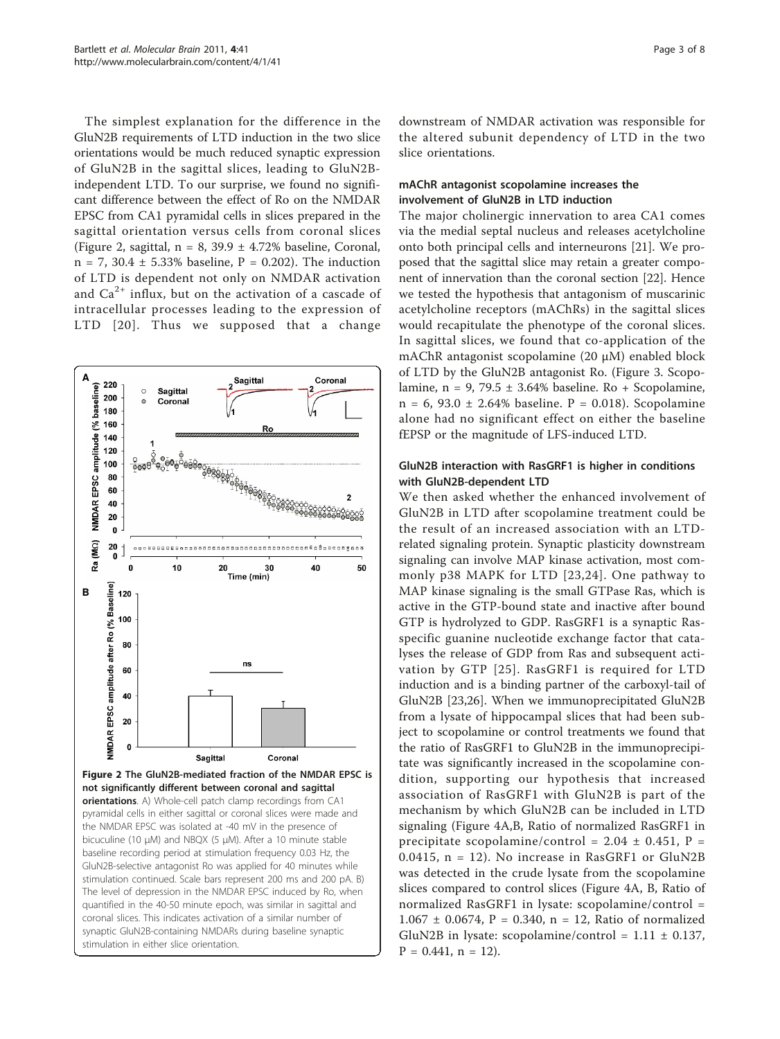The simplest explanation for the difference in the GluN2B requirements of LTD induction in the two slice orientations would be much reduced synaptic expression of GluN2B in the sagittal slices, leading to GluN2B-independent LTD. To our surprise, we found no significant difference between the effect of Ro on the NMDAR EPSC from CA1 pyramidal cells in slices prepared in the sagittal orientation versus cells from coronal slices (Figure 2, sagittal, n = 8, 39.9 ± 4.72% baseline, Coronal, n = 7, 30.4 ± 5.33% baseline, P = 0.202). The induction of LTD is dependent not only on NMDAR activation and $Ca^{2+}$ influx, but on the activation of a cascade of intracellular processes leading to the expression of LTD [20]. Thus we supposed that a change downstream of NMDAR activation was responsible for the altered subunit dependency of LTD in the two slice orientations.

**Figure 2 The GluN2B-mediated fraction of the NMDAR EPSC is not significantly different between coronal and sagittal orientations**. A) Whole-cell patch clamp recordings from CA1 pyramidal cells in either sagittal or coronal slices were made and the NMDAR EPSC was isolated at -40 mV in the presence of bicuculine (10 μM) and NBQX (5 μM). After a 10 minute stable baseline recording period at stimulation frequency 0.03 Hz, the GluN2B-selective antagonist Ro was applied for 40 minutes while stimulation continued. Scale bars represent 200 ms and 200 pA. B) The level of depression in the NMDAR EPSC induced by Ro, when quantified in the 40-50 minute epoch, was similar in sagittal and coronal slices. This indicates activation of a similar number of synaptic GluN2B-containing NMDARs during baseline synaptic stimulation in either slice orientation.

### mAChR antagonist scopolamine increases the involvement of GluN2B in LTD induction

The major cholinergic innervation to area CA1 comes via the medial septal nucleus and releases acetylcholine onto both principal cells and interneurons [21]. We proposed that the sagittal slice may retain a greater component of innervation than the coronal section [22]. Hence we tested the hypothesis that antagonism of muscarinic acetylcholine receptors (mAChRs) in the sagittal slices would recapitulate the phenotype of the coronal slices. In sagittal slices, we found that co-application of the mAChR antagonist scopolamine (20 μM) enabled block of LTD by the GluN2B antagonist Ro. (Figure 3. Scopolamine, n = 9, 79.5 ± 3.64% baseline. Ro + Scopolamine, n = 6, 93.0 ± 2.64% baseline. P = 0.018). Scopolamine alone had no significant effect on either the baseline fEPSP or the magnitude of LFS-induced LTD.

### GluN2B interaction with RasGRF1 is higher in conditions with GluN2B-dependent LTD

We then asked whether the enhanced involvement of GluN2B in LTD after scopolamine treatment could be the result of an increased association with an LTD-related signaling protein. Synaptic plasticity downstream signaling can involve MAP kinase activation, most commonly p38 MAPK for LTD [23,24]. One pathway to MAP kinase signaling is the small GTPase Ras, which is active in the GTP-bound state and inactive after bound GTP is hydrolyzed to GDP. RasGRF1 is a synaptic Ras-specific guanine nucleotide exchange factor that catalyses the release of GDP from Ras and subsequent activation by GTP [25]. RasGRF1 is required for LTD induction and is a binding partner of the carboxyl-tail of GluN2B [23,26]. When we immunoprecipitated GluN2B from a lysate of hippocampal slices that had been subject to scopolamine or control treatments we found that the ratio of RasGRF1 to GluN2B in the immunoprecipitate was significantly increased in the scopolamine condition, supporting our hypothesis that increased association of RasGRF1 with GluN2B is part of the mechanism by which GluN2B can be included in LTD signaling (Figure 4A,B, Ratio of normalized RasGRF1 in precipitate scopolamine/control = 2.04 ± 0.451, P = 0.0415, n = 12). No increase in RasGRF1 or GluN2B was detected in the crude lysate from the scopolamine slices compared to control slices (Figure 4A, B, Ratio of normalized RasGRF1 in lysate: scopolamine/control = 1.067 ± 0.0674, P = 0.340, n = 12, Ratio of normalized GluN2B in lysate: scopolamine/control = 1.11 ± 0.137, P = 0.441, n = 12).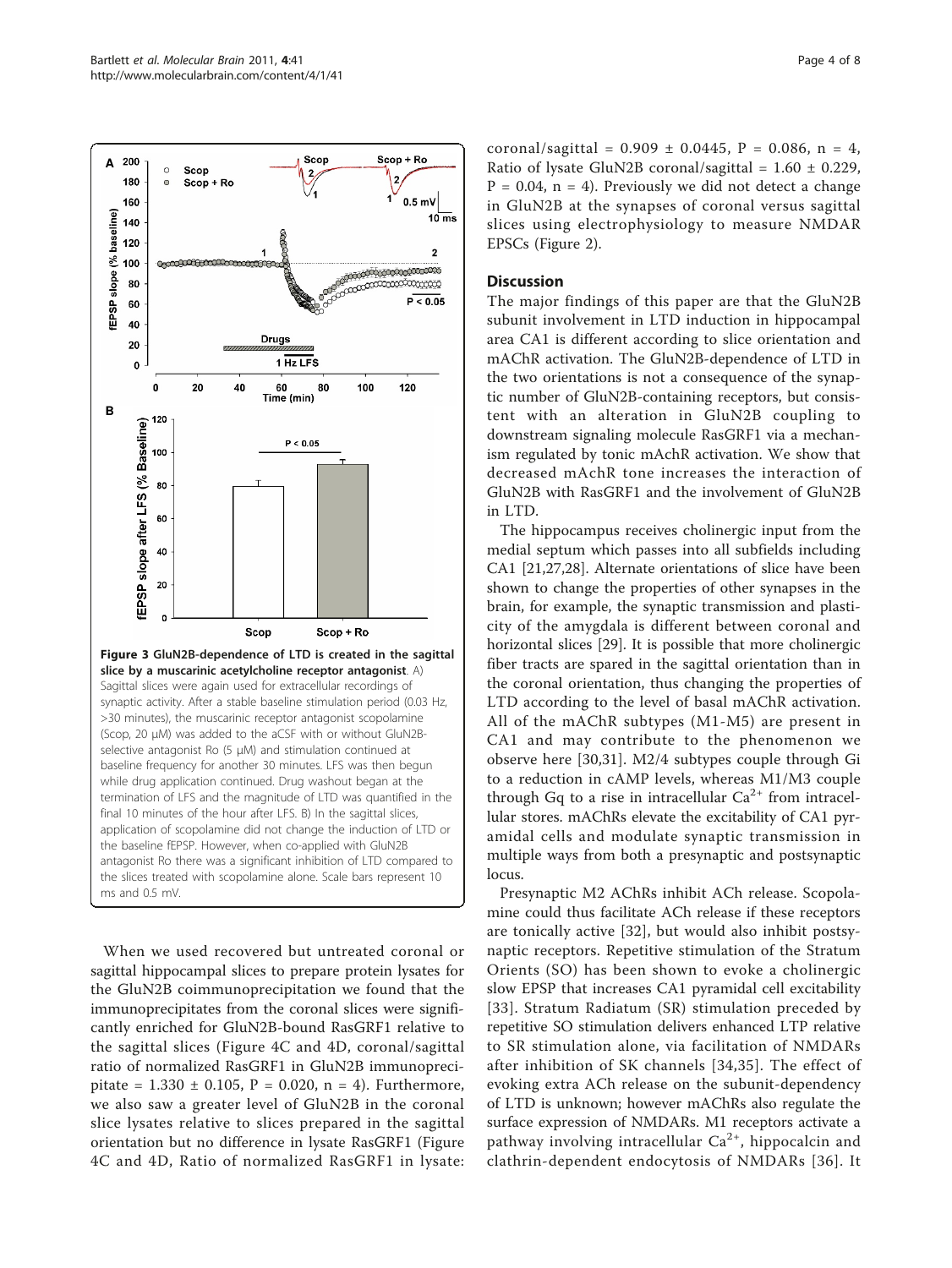**Figure 3 GluN2B-dependence of LTD is created in the sagittal slice by a muscarinic acetylcholine receptor antagonist**. A) Sagittal slices were again used for extracellular recordings of synaptic activity. After a stable baseline stimulation period (0.03 Hz, >30 minutes), the muscarinic receptor antagonist scopolamine (Scop, 20 μM) was added to the aCSF with or without GluN2B-selective antagonist Ro (5 μM) and stimulation continued at baseline frequency for another 30 minutes. LFS was then begun while drug application continued. Drug washout began at the termination of LFS and the magnitude of LTD was quantified in the final 10 minutes of the hour after LFS. B) In the sagittal slices, application of scopolamine did not change the induction of LTD or the baseline fEPSP. However, when co-applied with GluN2B antagonist Ro there was a significant inhibition of LTD compared to the slices treated with scopolamine alone. Scale bars represent 10 ms and 0.5 mV.

When we used recovered but untreated coronal or sagittal hippocampal slices to prepare protein lysates for the GluN2B coimmunoprecipitation we found that the immunoprecipitates from the coronal slices were significantly enriched for GluN2B-bound RasGRF1 relative to the sagittal slices (Figure 4C and 4D, coronal/sagittal ratio of normalized RasGRF1 in GluN2B immunoprecipitate = 1.330 ± 0.105, P = 0.020, n = 4). Furthermore, we also saw a greater level of GluN2B in the coronal slice lysates relative to slices prepared in the sagittal orientation but no difference in lysate RasGRF1 (Figure 4C and 4D, Ratio of normalized RasGRF1 in lysate: coronal/sagittal = 0.909 ± 0.0445, P = 0.086, n = 4, Ratio of lysate GluN2B coronal/sagittal = 1.60 ± 0.229, P = 0.04, n = 4). Previously we did not detect a change in GluN2B at the synapses of coronal versus sagittal slices using electrophysiology to measure NMDAR EPSCs (Figure 2).

## Discussion

The major findings of this paper are that the GluN2B subunit involvement in LTD induction in hippocampal area CA1 is different according to slice orientation and mAChR activation. The GluN2B-dependence of LTD in the two orientations is not a consequence of the synaptic number of GluN2B-containing receptors, but consistent with an alteration in GluN2B coupling to downstream signaling molecule RasGRF1 via a mechanism regulated by tonic mAChR activation. We show that decreased mAchR tone increases the interaction of GluN2B with RasGRF1 and the involvement of GluN2B in LTD.

The hippocampus receives cholinergic input from the medial septum which passes into all subfields including CA1 [21,27,28]. Alternate orientations of slice have been shown to change the properties of other synapses in the brain, for example, the synaptic transmission and plasticity of the amygdala is different between coronal and horizontal slices [29]. It is possible that more cholinergic fiber tracts are spared in the sagittal orientation than in the coronal orientation, thus changing the properties of LTD according to the level of basal mAChR activation. All of the mAChR subtypes (M1-M5) are present in CA1 and may contribute to the phenomenon we observe here [30,31]. M2/4 subtypes couple through Gi to a reduction in cAMP levels, whereas M1/M3 couple through Gq to a rise in intracellular $Ca^{2+}$ from intracellular stores. mAChRs elevate the excitability of CA1 pyramidal cells and modulate synaptic transmission in multiple ways from both a presynaptic and postsynaptic locus.

Presynaptic M2 AChRs inhibit ACh release. Scopolamine could thus facilitate ACh release if these receptors are tonically active [32], but would also inhibit postsynaptic receptors. Repetitive stimulation of the Stratum Oriens (SO) has been shown to evoke a cholinergic slow EPSP that increases CA1 pyramidal cell excitability [33]. Stratum Radiatum (SR) stimulation preceded by repetitive SO stimulation delivers enhanced LTP relative to SR stimulation alone, via facilitation of NMDARs after inhibition of SK channels [34,35]. The effect of evoking extra ACh release on the subunit-dependency of LTD is unknown; however mAChRs also regulate the surface expression of NMDARs. M1 receptors activate a pathway involving intracellular $Ca^{2+}$, hippocalcin and clathrin-dependent endocytosis of NMDARs [36]. It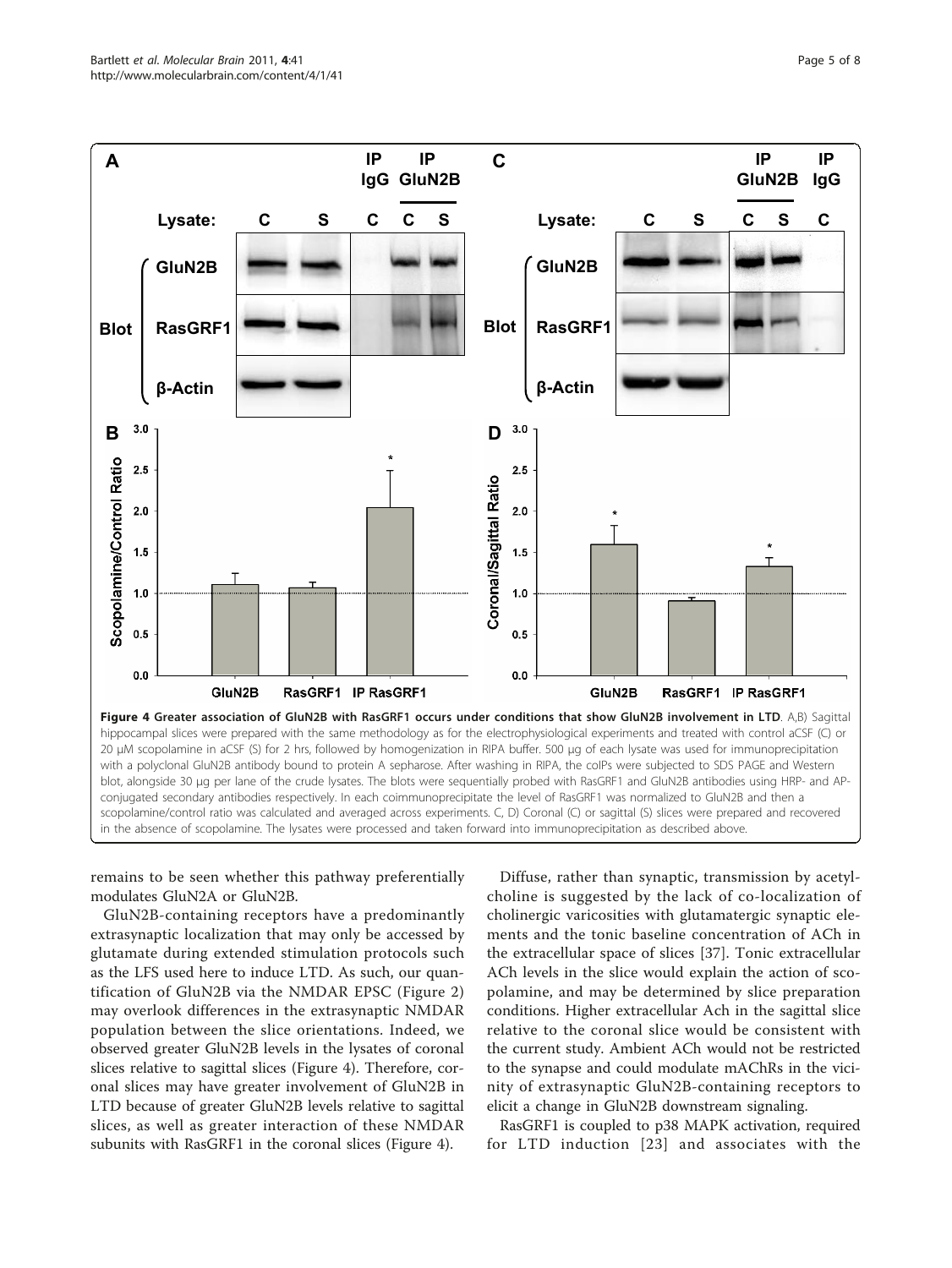**Figure 4 Greater association of GluN2B with RasGRF1 occurs under conditions that show GluN2B involvement in LTD**. A,B) Sagittal hippocampal slices were prepared with the same methodology as for the electrophysiological experiments and treated with control aCSF (C) or 20 μM scopolamine in aCSF (S) for 2 hrs, followed by homogenization in RIPA buffer. 500 μg of each lysate was used for immunoprecipitation with a polyclonal GluN2B antibody bound to protein A sepharose. After washing in RIPA, the coIPs were subjected to SDS PAGE and Western blot, alongside 30 μg per lane of the crude lysates. The blots were sequentially probed with RasGRF1 and GluN2B antibodies using HRP- and AP-conjugated secondary antibodies respectively. In each coimmunoprecipitate the level of RasGRF1 was normalized to GluN2B and then a scopolamine/control ratio was calculated and averaged across experiments. C, D) Coronal (C) or sagittal (S) slices were prepared and recovered in the absence of scopolamine. The lysates were processed and taken forward into immunoprecipitation as described above.

remains to be seen whether this pathway preferentially modulates GluN2A or GluN2B.

GluN2B-containing receptors have a predominantly extrasynaptic localization that may only be accessed by glutamate during extended stimulation protocols such as the LFS used here to induce LTD. As such, our quantification of GluN2B via the NMDAR EPSC (Figure 2) may overlook differences in the extrasynaptic NMDAR population between the slice orientations. Indeed, we observed greater GluN2B levels in the lysates of coronal slices relative to sagittal slices (Figure 4). Therefore, coronal slices may have greater involvement of GluN2B in LTD because of greater GluN2B levels relative to sagittal slices, as well as greater interaction of these NMDAR subunits with RasGRF1 in the coronal slices (Figure 4).

Diffuse, rather than synaptic, transmission by acetylcholine is suggested by the lack of co-localization of cholinergic varicosities with glutamatergic synaptic elements and the tonic baseline concentration of ACh in the extracellular space of slices [37]. Tonic extracellular ACh levels in the slice would explain the action of scopolamine, and may be determined by slice preparation conditions. Higher extracellular Ach in the sagittal slice relative to the coronal slice would be consistent with the current study. Ambient ACh would not be restricted to the synapse and could modulate mAChRs in the vicinity of extrasynaptic GluN2B-containing receptors to elicit a change in GluN2B downstream signaling.

RasGRF1 is coupled to p38 MAPK activation, required for LTD induction [23] and associates with the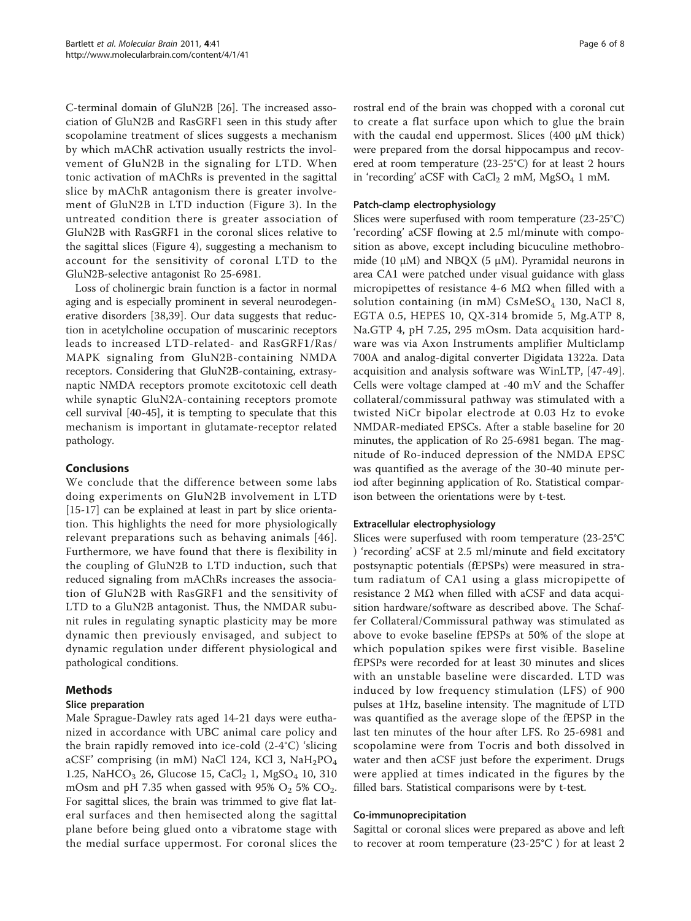C-terminal domain of GluN2B [26]. The increased association of GluN2B and RasGRF1 seen in this study after scopolamine treatment of slices suggests a mechanism by which mAChR activation usually restricts the involvement of GluN2B in the signaling for LTD. When tonic activation of mAChRs is prevented in the sagittal slice by mAChR antagonism there is greater involvement of GluN2B in LTD induction (Figure 3). In the untreated condition there is greater association of GluN2B with RasGRF1 in the coronal slices relative to the sagittal slices (Figure 4), suggesting a mechanism to account for the sensitivity of coronal LTD to the GluN2B-selective antagonist Ro 25-6981.

Loss of cholinergic brain function is a factor in normal aging and is especially prominent in several neurodegenerative disorders [38,39]. Our data suggests that reduction in acetylcholine occupation of muscarinic receptors leads to increased LTD-related- and RasGRF1/Ras/MAPK signaling from GluN2B-containing NMDA receptors. Considering that GluN2B-containing, extrasynaptic NMDA receptors promote excitotoxic cell death while synaptic GluN2A-containing receptors promote cell survival [40-45], it is tempting to speculate that this mechanism is important in glutamate-receptor related pathology.

## Conclusions

We conclude that the difference between some labs doing experiments on GluN2B involvement in LTD [15-17] can be explained at least in part by slice orientation. This highlights the need for more physiologically relevant preparations such as behaving animals [46]. Furthermore, we have found that there is flexibility in the coupling of GluN2B to LTD induction, such that reduced signaling from mAChRs increases the association of GluN2B with RasGRF1 and the sensitivity of LTD to a GluN2B antagonist. Thus, the NMDAR subunit rules in regulating synaptic plasticity may be more dynamic then previously envisaged, and subject to dynamic regulation under different physiological and pathological conditions.

## Methods

### Slice preparation

Male Sprague-Dawley rats aged 14-21 days were euthanized in accordance with UBC animal care policy and the brain rapidly removed into ice-cold (2-4°C) 'slicing aCSF' comprising (in mM) NaCl 124, KCl 3, $NaH_2PO_4$ 1.25, $NaHCO_3$ 26, Glucose 15, $CaCl_2$ 1, $MgSO_4$ 10, 310 mOsm and pH 7.35 when gassed with 95% $O_2$ 5% $CO_2$. For sagittal slices, the brain was trimmed to give flat lateral surfaces and then hemisected along the sagittal plane before being glued onto a vibratome stage with the medial surface uppermost. For coronal slices the rostral end of the brain was chopped with a coronal cut to create a flat surface upon which to glue the brain with the caudal end uppermost. Slices (400 μM thick) were prepared from the dorsal hippocampus and recovered at room temperature (23-25°C) for at least 2 hours in 'recording' aCSF with $CaCl_2$ 2 mM, $MgSO_4$ 1 mM.

### Patch-clamp electrophysiology

Slices were superfused with room temperature (23-25°C) 'recording' aCSF flowing at 2.5 ml/minute with composition as above, except including bicuculine methobromide (10 μM) and NBQX (5 μM). Pyramidal neurons in area CA1 were patched under visual guidance with glass micropipettes of resistance 4-6 MΩ when filled with a solution containing (in mM) $CsMeSO_4$ 130, NaCl 8, EGTA 0.5, HEPES 10, QX-314 bromide 5, Mg.ATP 8, Na.GTP 4, pH 7.25, 295 mOsm. Data acquisition hardware was via Axon Instruments amplifier Multiclamp 700A and analog-digital converter Digidata 1322a. Data acquisition and analysis software was WinLTP, [47-49]. Cells were voltage clamped at -40 mV and the Schaffer collateral/commissural pathway was stimulated with a twisted NiCr bipolar electrode at 0.03 Hz to evoke NMDAR-mediated EPSCs. After a stable baseline for 20 minutes, the application of Ro 25-6981 began. The magnitude of Ro-induced depression of the NMDA EPSC was quantified as the average of the 30-40 minute period after beginning application of Ro. Statistical comparison between the orientations were by t-test.

### Extracellular electrophysiology

Slices were superfused with room temperature (23-25°C) 'recording' aCSF at 2.5 ml/minute and field excitatory postsynaptic potentials (fEPSPs) were measured in stratum radiatum of CA1 using a glass micropipette of resistance 2 MΩ when filled with aCSF and data acquisition hardware/software as described above. The Schaffer Collateral/Commissural pathway was stimulated as above to evoke baseline fEPSPs at 50% of the slope at which population spikes were first visible. Baseline fEPSPs were recorded for at least 30 minutes and slices with an unstable baseline were discarded. LTD was induced by low frequency stimulation (LFS) of 900 pulses at 1Hz, baseline intensity. The magnitude of LTD was quantified as the average slope of the fEPSP in the last ten minutes of the hour after LFS. Ro 25-6981 and scopolamine were from Tocris and both dissolved in water and then aCSF just before the experiment. Drugs were applied at times indicated in the figures by the filled bars. Statistical comparisons were by t-test.

### Co-immunoprecipitation

Sagittal or coronal slices were prepared as above and left to recover at room temperature (23-25°C ) for at least 2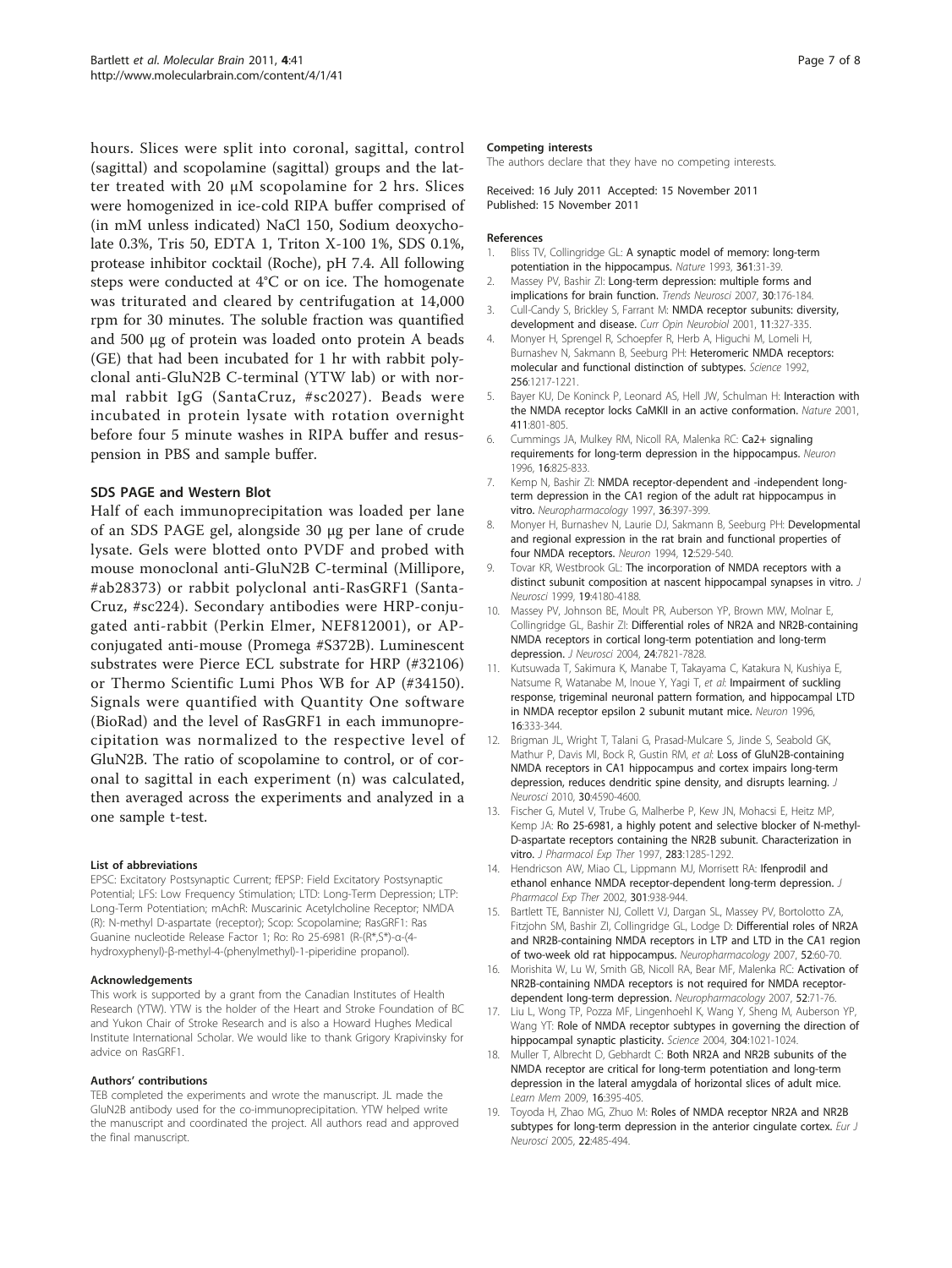hours. Slices were split into coronal, sagittal, control (sagittal) and scopolamine (sagittal) groups and the latter treated with 20 μM scopolamine for 2 hrs. Slices were homogenized in ice-cold RIPA buffer comprised of (in mM unless indicated) NaCl 150, Sodium deoxycholate 0.3%, Tris 50, EDTA 1, Triton X-100 1%, SDS 0.1%, protease inhibitor cocktail (Roche), pH 7.4. All following steps were conducted at 4°C or on ice. The homogenate was triturated and cleared by centrifugation at 14,000 rpm for 30 minutes. The soluble fraction was quantified and 500 μg of protein was loaded onto protein A beads (GE) that had been incubated for 1 hr with rabbit polyclonal anti-GluN2B C-terminal (YTW lab) or with normal rabbit IgG (SantaCruz, #sc2027). Beads were incubated in protein lysate with rotation overnight before four 5 minute washes in RIPA buffer and resuspension in PBS and sample buffer.

### SDS PAGE and Western Blot

Half of each immunoprecipitation was loaded per lane of an SDS PAGE gel, alongside 30 μg per lane of crude lysate. Gels were blotted onto PVDF and probed with mouse monoclonal anti-GluN2B C-terminal (Millipore, #ab28373) or rabbit polyclonal anti-RasGRF1 (SantaCruz, #sc224). Secondary antibodies were HRP-conjugated anti-rabbit (Perkin Elmer, NEF812001), or AP-conjugated anti-mouse (Promega #S372B). Luminescent substrates were Pierce ECL substrate for HRP (#32106) or Thermo Scientific Lumi Phos WB for AP (#34150). Signals were quantified with Quantity One software (BioRad) and the level of RasGRF1 in each immunoprecipitation was normalized to the respective level of GluN2B. The ratio of scopolamine to control, or of coronal to sagittal in each experiment (n) was calculated, then averaged across the experiments and analyzed in a one sample t-test.

#### List of abbreviations

EPSC: Excitatory Postsynaptic Current; fEPSP: Field Excitatory Postsynaptic Potential; LFS: Low Frequency Stimulation; LTD: Long-Term Depression; LTP: Long-Term Potentiation; mAchR: Muscarinic Acetylcholine Receptor; NMDA (R): N-methyl D-aspartate (receptor); Scop: Scopolamine; RasGRF1: Ras Guanine nucleotide Release Factor 1; Ro: Ro 25-6981 (R-(R*,S*)-α-(4-hydroxyphenyl)-β-methyl-4-(phenylmethyl)-1-piperidine propanol).

#### Acknowledgements

This work is supported by a grant from the Canadian Institutes of Health Research (YTW). YTW is the holder of the Heart and Stroke Foundation of BC and Yukon Chair of Stroke Research and is also a Howard Hughes Medical Institute International Scholar. We would like to thank Grigory Krapivinsky for advice on RasGRF1.

#### Authors' contributions

TEB completed the experiments and wrote the manuscript. JL made the GluN2B antibody used for the co-immunoprecipitation. YTW helped write the manuscript and coordinated the project. All authors read and approved the final manuscript.

#### Competing interests

The authors declare that they have no competing interests.

Received: 16 July 2011 Accepted: 15 November 2011
Published: 15 November 2011

#### References

1. Bliss TV, Collingridge GL: A synaptic model of memory: long-term potentiation in the hippocampus. *Nature* 1993, **361**:31-39.
2. Massey PV, Bashir ZI: Long-term depression: multiple forms and implications for brain function. *Trends Neurosci* 2007, **30**:176-184.
3. Cull-Candy S, Brickley S, Farrant M: NMDA receptor subunits: diversity, development and disease. *Curr Opin Neurobiol* 2001, **11**:327-335.
4. Monyer H, Sprengel R, Schoepfer R, Herb A, Higuchi M, Lomeli H, Burnashev N, Sakmann B, Seeburg PH: Heteromeric NMDA receptors: molecular and functional distinction of subtypes. *Science* 1992, **256**:1217-1221.
5. Bayer KU, De Koninck P, Leonard AS, Hell JW, Schulman H: Interaction with the NMDA receptor locks CaMKII in an active conformation. *Nature* 2001, **411**:801-805.
6. Cummings JA, Mulkey RM, Nicoll RA, Malenka RC: Ca2+ signaling requirements for long-term depression in the hippocampus. *Neuron* 1996, **16**:825-833.
7. Kemp N, Bashir ZI: NMDA receptor-dependent and -independent long-term depression in the CA1 region of the adult rat hippocampus in vitro. *Neuropharmacology* 1997, **36**:397-399.
8. Monyer H, Burnashev N, Laurie DJ, Sakmann B, Seeburg PH: Developmental and regional expression in the rat brain and functional properties of four NMDA receptors. *Neuron* 1994, **12**:529-540.
9. Tovar KR, Westbrook GL: The incorporation of NMDA receptors with a distinct subunit composition at nascent hippocampal synapses in vitro. *J Neurosci* 1999, **19**:4180-4188.
10. Massey PV, Johnson BE, Moult PR, Auberson YP, Brown MW, Molnar E, Collingridge GL, Bashir ZI: Differential roles of NR2A and NR2B-containing NMDA receptors in cortical long-term potentiation and long-term depression. *J Neurosci* 2004, **24**:7821-7828.
11. Kutsuwada T, Sakimura K, Manabe T, Takayama C, Katakura N, Kushiya E, Natsume R, Watanabe M, Inoue Y, Yagi T, *et al*: Impairment of suckling response, trigeminal neuronal pattern formation, and hippocampal LTD in NMDA receptor epsilon 2 subunit mutant mice. *Neuron* 1996, **16**:333-344.
12. Brigman JL, Wright T, Talani G, Prasad-Mulcare S, Jinde S, Seabold GK, Mathur P, Davis MI, Bock R, Gustin RM, *et al*: Loss of GluN2B-containing NMDA receptors in CA1 hippocampus and cortex impairs long-term depression, reduces dendritic spine density, and disrupts learning. *J Neurosci* 2010, **30**:4590-4600.
13. Fischer G, Mutel V, Trube G, Malherbe P, Kew JN, Mohacsi E, Heitz MP, Kemp JA: Ro 25-6981, a highly potent and selective blocker of N-methyl-D-aspartate receptors containing the NR2B subunit. Characterization in vitro. *J Pharmacol Exp Ther* 1997, **283**:1285-1292.
14. Hendricson AW, Miao CL, Lippmann MJ, Morrisett RA: Ifenprodil and ethanol enhance NMDA receptor-dependent long-term depression. *J Pharmacol Exp Ther* 2002, **301**:938-944.
15. Bartlett TE, Bannister NJ, Collett VJ, Dargan SL, Massey PV, Bortolotto ZA, Fitzjohn SM, Bashir ZI, Collingridge GL, Lodge D: Differential roles of NR2A and NR2B-containing NMDA receptors in LTP and LTD in the CA1 region of two-week old rat hippocampus. *Neuropharmacology* 2007, **52**:60-70.
16. Morishita W, Lu W, Smith GB, Nicoll RA, Bear MF, Malenka RC: Activation of NR2B-containing NMDA receptors is not required for NMDA receptor-dependent long-term depression. *Neuropharmacology* 2007, **52**:71-76.
17. Liu L, Wong TP, Pozza MF, Lingenhoehl K, Wang Y, Sheng M, Auberson YP, Wang YT: Role of NMDA receptor subtypes in governing the direction of hippocampal synaptic plasticity. *Science* 2004, **304**:1021-1024.
18. Muller T, Albrecht D, Gebhardt C: Both NR2A and NR2B subunits of the NMDA receptor are critical for long-term potentiation and long-term depression in the lateral amygdala of horizontal slices of adult mice. *Learn Mem* 2009, **16**:395-405.
19. Toyoda H, Zhao MG, Zhuo M: Roles of NMDA receptor NR2A and NR2B subtypes for long-term depression in the anterior cingulate cortex. *Eur J Neurosci* 2005, **22**:485-494.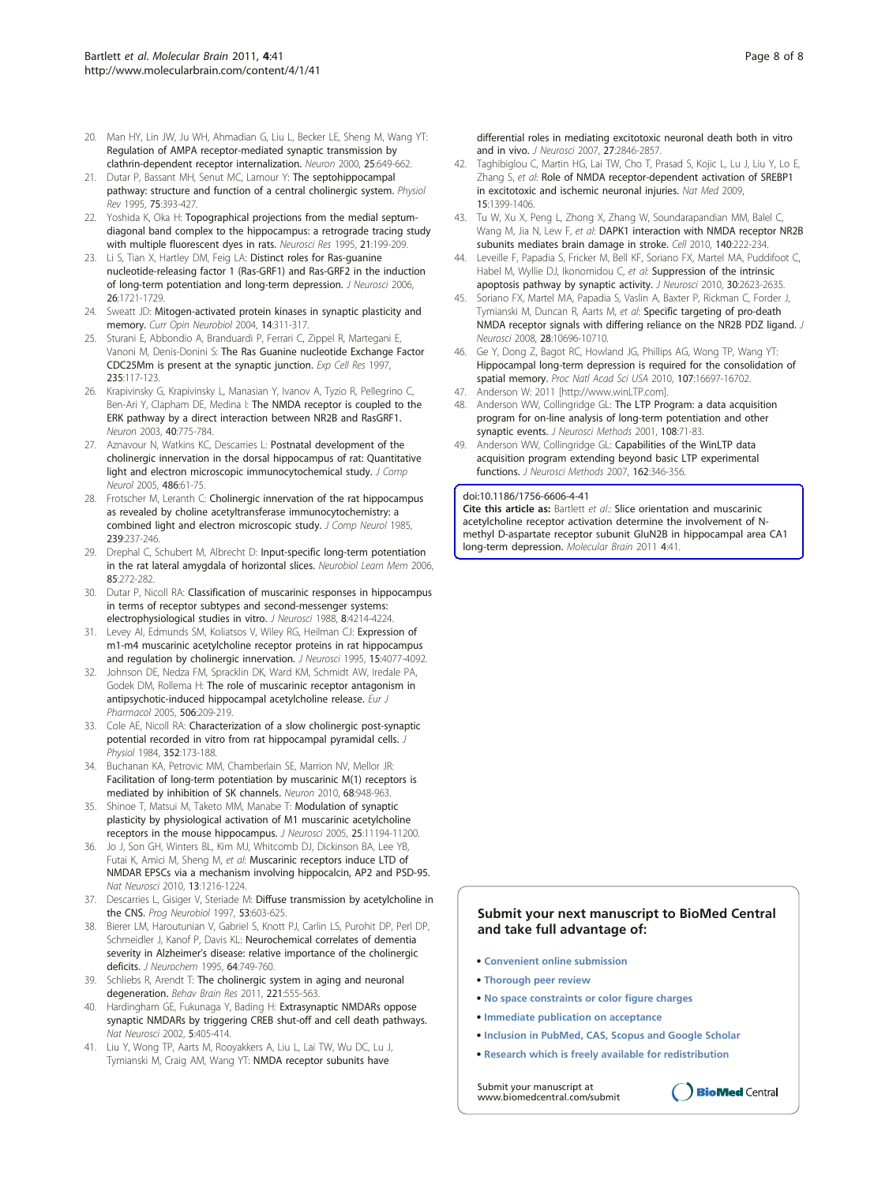20. Man HY, Lin JW, Ju WH, Ahmadian G, Liu L, Becker LE, Sheng M, Wang YT: Regulation of AMPA receptor-mediated synaptic transmission by clathrin-dependent receptor internalization. *Neuron* 2000, **25**:649-662.
21. Dutar P, Bassant MH, Senut MC, Lamour Y: The septohippocampal pathway: structure and function of a central cholinergic system. *Physiol Rev* 1995, **75**:393-427.
22. Yoshida K, Oka H: Topographical projections from the medial septum-diagonal band complex to the hippocampus: a retrograde tracing study with multiple fluorescent dyes in rats. *Neurosci Res* 1995, **21**:199-209.
23. Li S, Tian X, Hartley DM, Feig LA: Distinct roles for Ras-guanine nucleotide-releasing factor 1 (Ras-GRF1) and Ras-GRF2 in the induction of long-term potentiation and long-term depression. *J Neurosci* 2006, **26**:1721-1729.
24. Sweatt JD: Mitogen-activated protein kinases in synaptic plasticity and memory. *Curr Opin Neurobiol* 2004, **14**:311-317.
25. Sturani E, Abbondio A, Branduardi P, Ferrari C, Zippel R, Martegani E, Vanoni M, Denis-Donini S: The Ras Guanine nucleotide Exchange Factor CDC25Mm is present at the synaptic junction. *Exp Cell Res* 1997, **235**:117-123.
26. Krapivinsky G, Krapivinsky L, Manasian Y, Ivanov A, Tyzio R, Pellegrino C, Ben-Ari Y, Clapham DE, Medina I: The NMDA receptor is coupled to the ERK pathway by a direct interaction between NR2B and RasGRF1. *Neuron* 2003, **40**:775-784.
27. Aznavour N, Watkins KC, Descarries L: Postnatal development of the cholinergic innervation in the dorsal hippocampus of rat: Quantitative light and electron microscopic immunocytochemical study. *J Comp Neurol* 2005, **486**:61-75.
28. Frotscher M, Leranth C: Cholinergic innervation of the rat hippocampus as revealed by choline acetyltransferase immunocytochemistry: a combined light and electron microscopic study. *J Comp Neurol* 1985, **239**:237-246.
29. Drephal C, Schubert M, Albrecht D: Input-specific long-term potentiation in the rat lateral amygdala of horizontal slices. *Neurobiol Learn Mem* 2006, **85**:272-282.
30. Dutar P, Nicoll RA: Classification of muscarinic responses in hippocampus in terms of receptor subtypes and second-messenger systems: electrophysiological studies in vitro. *J Neurosci* 1988, **8**:4214-4224.
31. Levey AI, Edmunds SM, Koliatsos V, Wiley RG, Heilman CJ: Expression of m1-m4 muscarinic acetylcholine receptor proteins in rat hippocampus and regulation by cholinergic innervation. *J Neurosci* 1995, **15**:4077-4092.
32. Johnson DE, Nedza FM, Spracklin DK, Ward KM, Schmidt AW, Iredale PA, Godek DM, Rollema H: The role of muscarinic receptor antagonism in antipsychotic-induced hippocampal acetylcholine release. *Eur J Pharmacol* 2005, **506**:209-219.
33. Cole AE, Nicoll RA: Characterization of a slow cholinergic post-synaptic potential recorded in vitro from rat hippocampal pyramidal cells. *J Physiol* 1984, **352**:173-188.
34. Buchanan KA, Petrovic MM, Chamberlain SE, Marrion NV, Mellor JR: Facilitation of long-term potentiation by muscarinic M(1) receptors is mediated by inhibition of SK channels. *Neuron* 2010, **68**:948-963.
35. Shinoe T, Matsui M, Taketo MM, Manabe T: Modulation of synaptic plasticity by physiological activation of M1 muscarinic acetylcholine receptors in the mouse hippocampus. *J Neurosci* 2005, **25**:11194-11200.
36. Jo J, Son GH, Winters BL, Kim MJ, Whitcomb DJ, Dickinson BA, Lee YB, Futai K, Amici M, Sheng M, *et al*: Muscarinic receptors induce LTD of NMDAR EPSCs via a mechanism involving hippocalcin, AP2 and PSD-95. *Nat Neurosci* 2010, **13**:1216-1224.
37. Descarries L, Gisiger V, Steriade M: Diffuse transmission by acetylcholine in the CNS. *Prog Neurobiol* 1997, **53**:603-625.
38. Bierer LM, Haroutunian V, Gabriel S, Knott PJ, Carlin LS, Purohit DP, Perl DP, Schmeidler J, Kanof P, Davis KL: Neurochemical correlates of dementia severity in Alzheimer's disease: relative importance of the cholinergic deficits. *J Neurochem* 1995, **64**:749-760.
39. Schliebs R, Arendt T: The cholinergic system in aging and neuronal degeneration. *Behav Brain Res* 2011, **221**:555-563.
40. Hardingham GE, Fukunaga Y, Bading H: Extrasynaptic NMDARs oppose synaptic NMDARs by triggering CREB shut-off and cell death pathways. *Nat Neurosci* 2002, **5**:405-414.
41. Liu Y, Wong TP, Aarts M, Rooyakkers A, Liu L, Lai TW, Wu DC, Lu J, Tymianski M, Craig AM, Wang YT: NMDA receptor subunits have differential roles in mediating excitotoxic neuronal death both in vitro and in vivo. *J Neurosci* 2007, **27**:2846-2857.
42. Taghibiglou C, Martin HG, Lai TW, Cho T, Prasad S, Kojic L, Lu J, Liu Y, Lo E, Zhang S, *et al*: Role of NMDA receptor-dependent activation of SREBP1 in excitotoxic and ischemic neuronal injuries. *Nat Med* 2009, **15**:1399-1406.
43. Tu W, Xu X, Peng L, Zhong X, Zhang W, Soundarapandian MM, Balel C, Wang M, Jia N, Lew F, *et al*: DAPK1 interaction with NMDA receptor NR2B subunits mediates brain damage in stroke. *Cell* 2010, **140**:222-234.
44. Leveille F, Papadia S, Fricker M, Bell KF, Soriano FX, Martel MA, Puddifoot C, Habel M, Wyllie DJ, Ikonomidou C, *et al*: Suppression of the intrinsic apoptosis pathway by synaptic activity. *J Neurosci* 2010, **30**:2623-2635.
45. Soriano FX, Martel MA, Papadia S, Vaslin A, Baxter P, Rickman C, Forder J, Tymianski M, Duncan R, Aarts M, *et al*: Specific targeting of pro-death NMDA receptor signals with differing reliance on the NR2B PDZ ligand. *J Neurosci* 2008, **28**:10696-10710.
46. Ge Y, Dong Z, Bagot RC, Howland JG, Phillips AG, Wong TP, Wang YT: Hippocampal long-term depression is required for the consolidation of spatial memory. *Proc Natl Acad Sci USA* 2010, **107**:16697-16702.
47. Anderson W: 2011 [http://www.winLTP.com].
48. Anderson WW, Collingridge GL: The LTP Program: a data acquisition program for on-line analysis of long-term potentiation and other synaptic events. *J Neurosci Methods* 2001, **108**:71-83.
49. Anderson WW, Collingridge GL: Capabilities of the WinLTP data acquisition program extending beyond basic LTP experimental functions. *J Neurosci Methods* 2007, **162**:346-356.

doi:10.1186/1756-6606-4-41

**Cite this article as:** Bartlett *et al.*: Slice orientation and muscarinic acetylcholine receptor activation determine the involvement of N-methyl D-aspartate receptor subunit GluN2B in hippocampal area CA1 long-term depression. *Molecular Brain* 2011 **4**:41.

**Submit your next manuscript to BioMed Central and take full advantage of:**

- Convenient online submission
- Thorough peer review
- No space constraints or color figure charges
- Immediate publication on acceptance
- Inclusion in PubMed, CAS, Scopus and Google Scholar
- Research which is freely available for redistribution

Submit your manuscript at www.biomedcentral.com/submit

BioMed Central